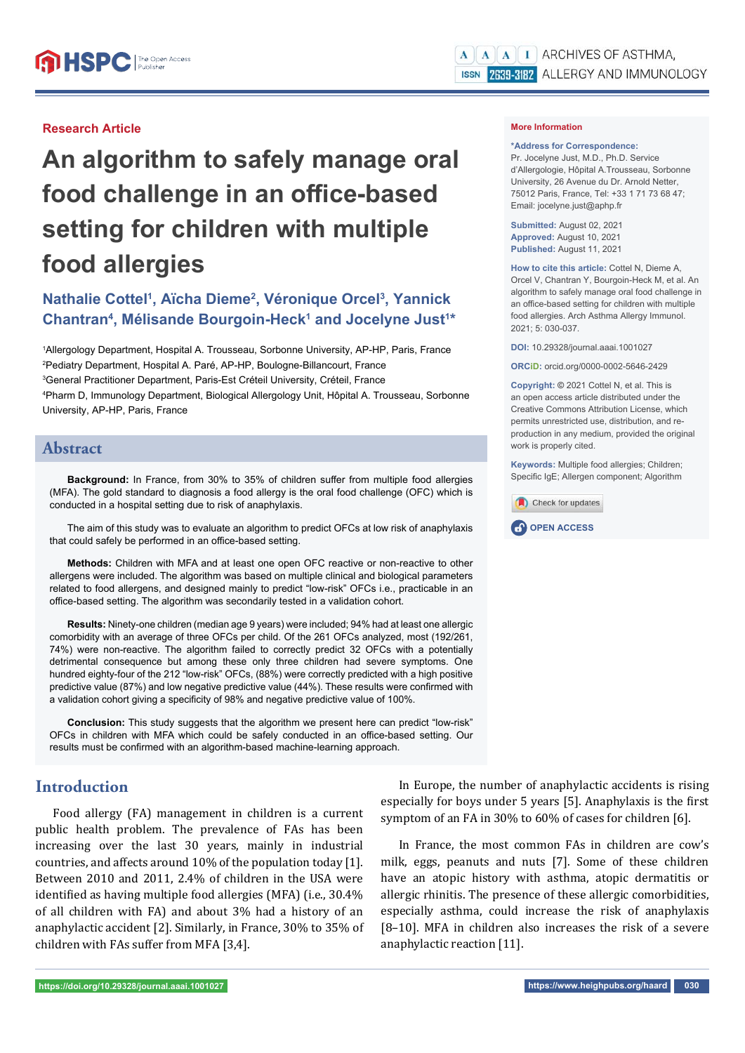Research Article

# An algorithm to safely manage oral food challenge in an office-based setting for children with multiple food allergies

**Nathalie Cottel[1], Aïcha Dieme[2], Véronique Orcel[3], Yannick Chantran[4], Mélisande Bourgoin-Heck[1] and Jocelyne Just[1]***

[1]Allergology Department, Hospital A. Trousseau, Sorbonne University, AP-HP, Paris, France
[2]Pediatry Department, Hospital A. Paré, AP-HP, Boulogne-Billancourt, France
[3]General Practitioner Department, Paris-Est Créteil University, Créteil, France
[4]Pharm D, Immunology Department, Biological Allergology Unit, Hôpital A. Trousseau, Sorbonne University, AP-HP, Paris, France

**More Information**

***Address for Correspondence:** Pr. Jocelyne Just, M.D., Ph.D. Service d'Allergologie, Hôpital A.Trousseau, Sorbonne University, 26 Avenue du Dr. Arnold Netter, 75012 Paris, France, Tel: +33 1 71 73 68 47; Email: jocelyne.just@aphp.fr

**Submitted:** August 02, 2021
**Approved:** August 10, 2021
**Published:** August 11, 2021

**How to cite this article:** Cottel N, Dieme A, Orcel V, Chantran Y, Bourgoin-Heck M, et al. An algorithm to safely manage oral food challenge in an office-based setting for children with multiple food allergies. Arch Asthma Allergy Immunol. 2021; 5: 030-037.

**DOI:** 10.29328/journal.aaai.1001027

**ORCiD:** orcid.org/0000-0002-5646-2429

**Copyright:** © 2021 Cottel N, et al. This is an open access article distributed under the Creative Commons Attribution License, which permits unrestricted use, distribution, and reproduction in any medium, provided the original work is properly cited.

**Keywords:** Multiple food allergies; Children; Specific IgE; Allergen component; Algorithm

OPEN ACCESS

## Abstract

**Background:** In France, from 30% to 35% of children suffer from multiple food allergies (MFA). The gold standard to diagnose a food allergy is the oral food challenge (OFC) which is conducted in a hospital setting due to risk of anaphylaxis.

The aim of this study was to evaluate an algorithm to predict OFCs at low risk of anaphylaxis that could safely be performed in an office-based setting.

**Methods:** Children with MFA and at least one open OFC reactive or non-reactive to other allergens were included. The algorithm was based on multiple clinical and biological parameters related to food allergens, and designed mainly to predict "low-risk" OFCs i.e., practicable in an office-based setting. The algorithm was secondarily tested in a validation cohort.

**Results:** Ninety-one children (median age 9 years) were included; 94% had at least one allergic comorbidity with an average of three OFCs per child. Of the 261 OFCs analyzed, most (192/261, 74%) were non-reactive. The algorithm failed to correctly predict 32 OFCs with a potentially detrimental consequence but among these only three children had severe symptoms. One hundred eighty-four of the 212 "low-risk" OFCs, (88%) were correctly predicted with a high positive predictive value (87%) and low negative predictive value (44%). These results were confirmed with a validation cohort giving a specificity of 98% and negative predictive value of 100%.

**Conclusion:** This study suggests that the algorithm we present here can predict "low-risk" OFCs in children with MFA which could be safely conducted in an office-based setting. Our results must be confirmed with an algorithm-based machine-learning approach.

## Introduction

Food allergy (FA) management in children is a current public health problem. The prevalence of FAs has been increasing over the last 30 years, mainly in industrial countries, and affects around 10% of the population today [1]. Between 2010 and 2011, 2.4% of children in the USA were identified as having multiple food allergies (MFA) (i.e., 30.4% of all children with FA) and about 3% had a history of an anaphylactic accident [2]. Similarly, in France, 30% to 35% of children with FAs suffer from MFA [3,4].

In Europe, the number of anaphylactic accidents is rising especially for boys under 5 years [5]. Anaphylaxis is the first symptom of an FA in 30% to 60% of cases for children [6].

In France, the most common FAs in children are cow's milk, eggs, peanuts and nuts [7]. Some of these children have an atopic history with asthma, atopic dermatitis or allergic rhinitis. The presence of these allergic comorbidities, especially asthma, could increase the risk of anaphylaxis [8–10]. MFA in children also increases the risk of a severe anaphylactic reaction [11].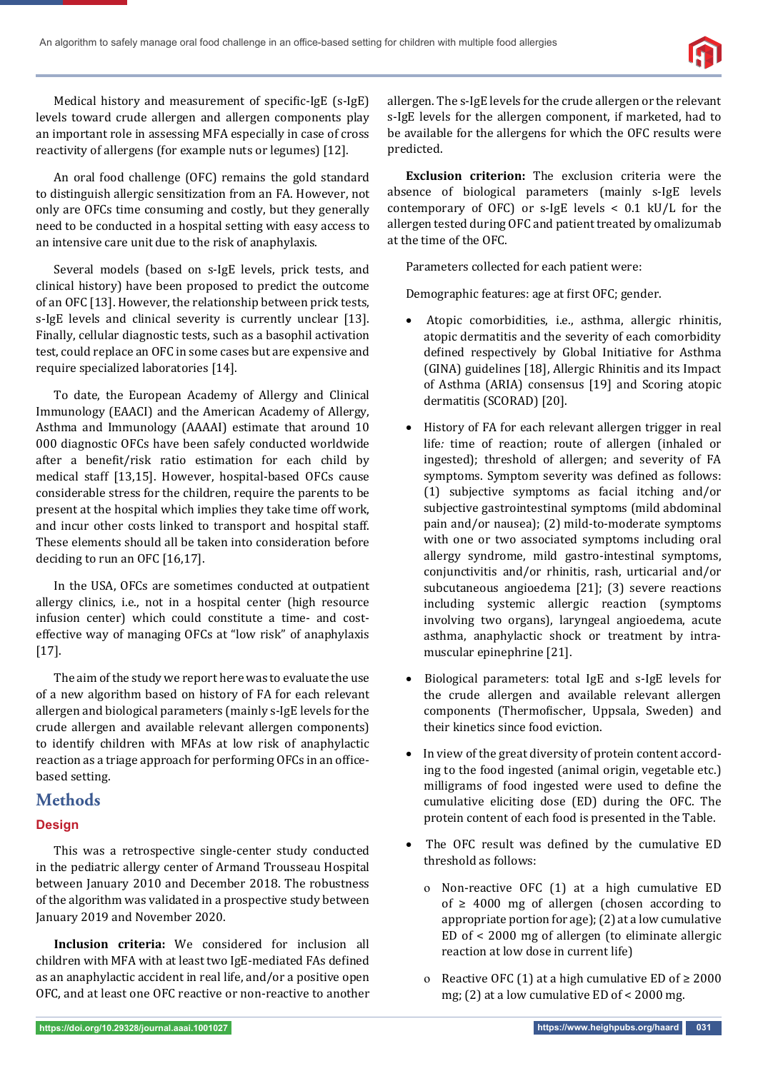Medical history and measurement of specific-IgE (s-IgE) levels toward crude allergen and allergen components play an important role in assessing MFA especially in case of cross reactivity of allergens (for example nuts or legumes) [12].

An oral food challenge (OFC) remains the gold standard to distinguish allergic sensitization from an FA. However, not only are OFCs time consuming and costly, but they generally need to be conducted in a hospital setting with easy access to an intensive care unit due to the risk of anaphylaxis.

Several models (based on s-IgE levels, prick tests, and clinical history) have been proposed to predict the outcome of an OFC [13]. However, the relationship between prick tests, s-IgE levels and clinical severity is currently unclear [13]. Finally, cellular diagnostic tests, such as a basophil activation test, could replace an OFC in some cases but are expensive and require specialized laboratories [14].

To date, the European Academy of Allergy and Clinical Immunology (EAACI) and the American Academy of Allergy, Asthma and Immunology (AAAAI) estimate that around 10 000 diagnostic OFCs have been safely conducted worldwide after a benefit/risk ratio estimation for each child by medical staff [13,15]. However, hospital-based OFCs cause considerable stress for the children, require the parents to be present at the hospital which implies they take time off work, and incur other costs linked to transport and hospital staff. These elements should all be taken into consideration before deciding to run an OFC [16,17].

In the USA, OFCs are sometimes conducted at outpatient allergy clinics, i.e., not in a hospital center (high resource infusion center) which could constitute a time- and cost-effective way of managing OFCs at "low risk" of anaphylaxis [17].

The aim of the study we report here was to evaluate the use of a new algorithm based on history of FA for each relevant allergen and biological parameters (mainly s-IgE levels for the crude allergen and available relevant allergen components) to identify children with MFAs at low risk of anaphylactic reaction as a triage approach for performing OFCs in an office-based setting.

## Methods

### Design

This was a retrospective single-center study conducted in the pediatric allergy center of Armand Trousseau Hospital between January 2010 and December 2018. The robustness of the algorithm was validated in a prospective study between January 2019 and November 2020.

**Inclusion criteria:** We considered for inclusion all children with MFA with at least two IgE-mediated FAs defined as an anaphylactic accident in real life, and/or a positive open OFC, and at least one OFC reactive or non-reactive to another allergen. The s-IgE levels for the crude allergen or the relevant s-IgE levels for the allergen component, if marketed, had to be available for the allergens for which the OFC results were predicted.

**Exclusion criterion:** The exclusion criteria were the absence of biological parameters (mainly s-IgE levels contemporary of OFC) or s-IgE levels < 0.1 kU/L for the allergen tested during OFC and patient treated by omalizumab at the time of the OFC.

Parameters collected for each patient were:

Demographic features: age at first OFC; gender.

- Atopic comorbidities, i.e., asthma, allergic rhinitis, atopic dermatitis and the severity of each comorbidity defined respectively by Global Initiative for Asthma (GINA) guidelines [18], Allergic Rhinitis and its Impact of Asthma (ARIA) consensus [19] and Scoring atopic dermatitis (SCORAD) [20].
- History of FA for each relevant allergen trigger in real life*:* time of reaction; route of allergen (inhaled or ingested); threshold of allergen; and severity of FA symptoms. Symptom severity was defined as follows: (1) subjective symptoms as facial itching and/or subjective gastrointestinal symptoms (mild abdominal pain and/or nausea); (2) mild-to-moderate symptoms with one or two associated symptoms including oral allergy syndrome, mild gastro-intestinal symptoms, conjunctivitis and/or rhinitis, rash, urticarial and/or subcutaneous angioedema [21]; (3) severe reactions including systemic allergic reaction (symptoms involving two organs), laryngeal angioedema, acute asthma, anaphylactic shock or treatment by intra-muscular epinephrine [21].
- Biological parameters: total IgE and s-IgE levels for the crude allergen and available relevant allergen components (Thermofischer, Uppsala, Sweden) and their kinetics since food eviction.
- In view of the great diversity of protein content according to the food ingested (animal origin, vegetable etc.) milligrams of food ingested were used to define the cumulative eliciting dose (ED) during the OFC. The protein content of each food is presented in the Table.
- The OFC result was defined by the cumulative ED threshold as follows:
    - Non-reactive OFC (1) at a high cumulative ED of ≥ 4000 mg of allergen (chosen according to appropriate portion for age); (2) at a low cumulative ED of < 2000 mg of allergen (to eliminate allergic reaction at low dose in current life)
    - Reactive OFC (1) at a high cumulative ED of ≥ 2000 mg; (2) at a low cumulative ED of < 2000 mg.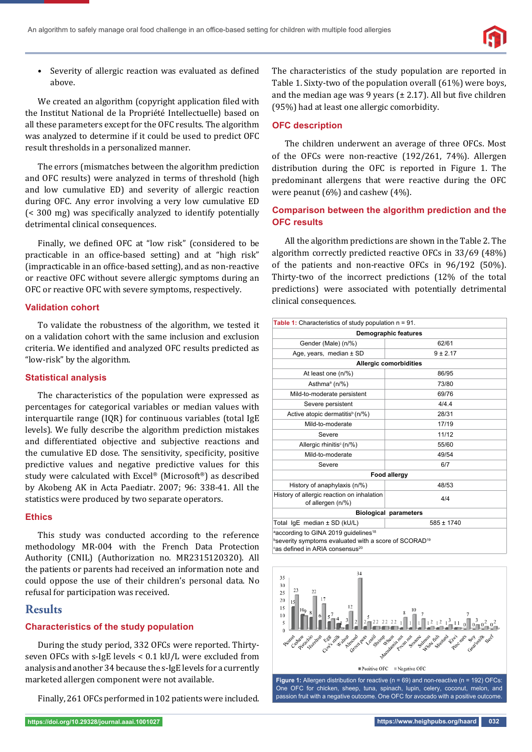- Severity of allergic reaction was evaluated as defined above.

We created an algorithm (copyright application filed with the Institut National de la Propriété Intellectuelle) based on all these parameters except for the OFC results. The algorithm was analyzed to determine if it could be used to predict OFC result thresholds in a personalized manner.

The errors (mismatches between the algorithm prediction and OFC results) were analyzed in terms of threshold (high and low cumulative ED) and severity of allergic reaction during OFC. Any error involving a very low cumulative ED (< 300 mg) was specifically analyzed to identify potentially detrimental clinical consequences.

Finally, we defined OFC at "low risk" (considered to be practicable in an office-based setting) and at "high risk" (impracticable in an office-based setting), and as non-reactive or reactive OFC without severe allergic symptoms during an OFC or reactive OFC with severe symptoms, respectively.

### Validation cohort

To validate the robustness of the algorithm, we tested it on a validation cohort with the same inclusion and exclusion criteria. We identified and analyzed OFC results predicted as "low-risk" by the algorithm.

### Statistical analysis

The characteristics of the population were expressed as percentages for categorical variables or median values with interquartile range (IQR) for continuous variables (total IgE levels). We fully describe the algorithm prediction mistakes and differentiated objective and subjective reactions and the cumulative ED dose. The sensitivity, specificity, positive predictive values and negative predictive values for this study were calculated with Excel® (Microsoft®) as described by Akobeng AK in Acta Paediatr. 2007; 96: 338-41. All the statistics were produced by two separate operators.

### Ethics

This study was conducted according to the reference methodology MR-004 with the French Data Protection Authority (CNIL) (Authorization no. MR2315120320). All the patients or parents had received an information note and could oppose the use of their children's personal data. No refusal for participation was received.

## Results

### Characteristics of the study population

During the study period, 332 OFCs were reported. Thirty-seven OFCs with s-IgE levels < 0.1 kU/L were excluded from analysis and another 34 because the s-IgE levels for a currently marketed allergen component were not available.

Finally, 261 OFCs performed in 102 patients were included. The characteristics of the study population are reported in Table 1. Sixty-two of the population overall (61%) were boys, and the median age was 9 years (± 2.17). All but five children (95%) had at least one allergic comorbidity.

### OFC description

The children underwent an average of three OFCs. Most of the OFCs were non-reactive (192/261, 74%). Allergen distribution during the OFC is reported in Figure 1. The predominant allergens that were reactive during the OFC were peanut (6%) and cashew (4%).

### Comparison between the algorithm prediction and the OFC results

All the algorithm predictions are shown in the Table 2. The algorithm correctly predicted reactive OFCs in 33/69 (48%) of the patients and non-reactive OFCs in 96/192 (50%). Thirty-two of the incorrect predictions (12% of the total predictions) were associated with potentially detrimental clinical consequences.

Table 1: Characteristics of study population n = 91.

| | |
|---|---|
| **Demographic features** | |
| Gender (Male) (n/%) | 62/61 |
| Age, years, median ± SD | 9 ± 2.17 |
| **Allergic comorbidities** | |
| At least one (n/%) | 86/95 |
| Asthma[a] (n/%) | 73/80 |
| Mild-to-moderate persistent | 69/76 |
| Severe persistent | 4/4.4 |
| Active atopic dermatitis[b] (n/%) | 28/31 |
| Mild-to-moderate | 17/19 |
| Severe | 11/12 |
| Allergic rhinitis[c] (n/%) | 55/60 |
| Mild-to-moderate | 49/54 |
| Severe | 6/7 |
| **Food allergy** | |
| History of anaphylaxis (n/%) | 48/53 |
| History of allergic reaction on inhalation of allergen (n/%) | 4/4 |
| **Biological parameters** | |
| Total IgE median ± SD (kU/L) | 585 ± 1740 |

[a]according to GINA 2019 guidelines[18]
[b]severity symptoms evaluated with a score of SCORAD[19]
[c]as defined in ARIA consensus[20]

Figure 1: Allergen distribution for reactive (n = 69) and non-reactive (n = 192) OFCs: One OFC for chicken, sheep, tuna, spinach, lupin, celery, coconut, melon, and passion fruit with a negative outcome. One OFC for avocado with a positive outcome.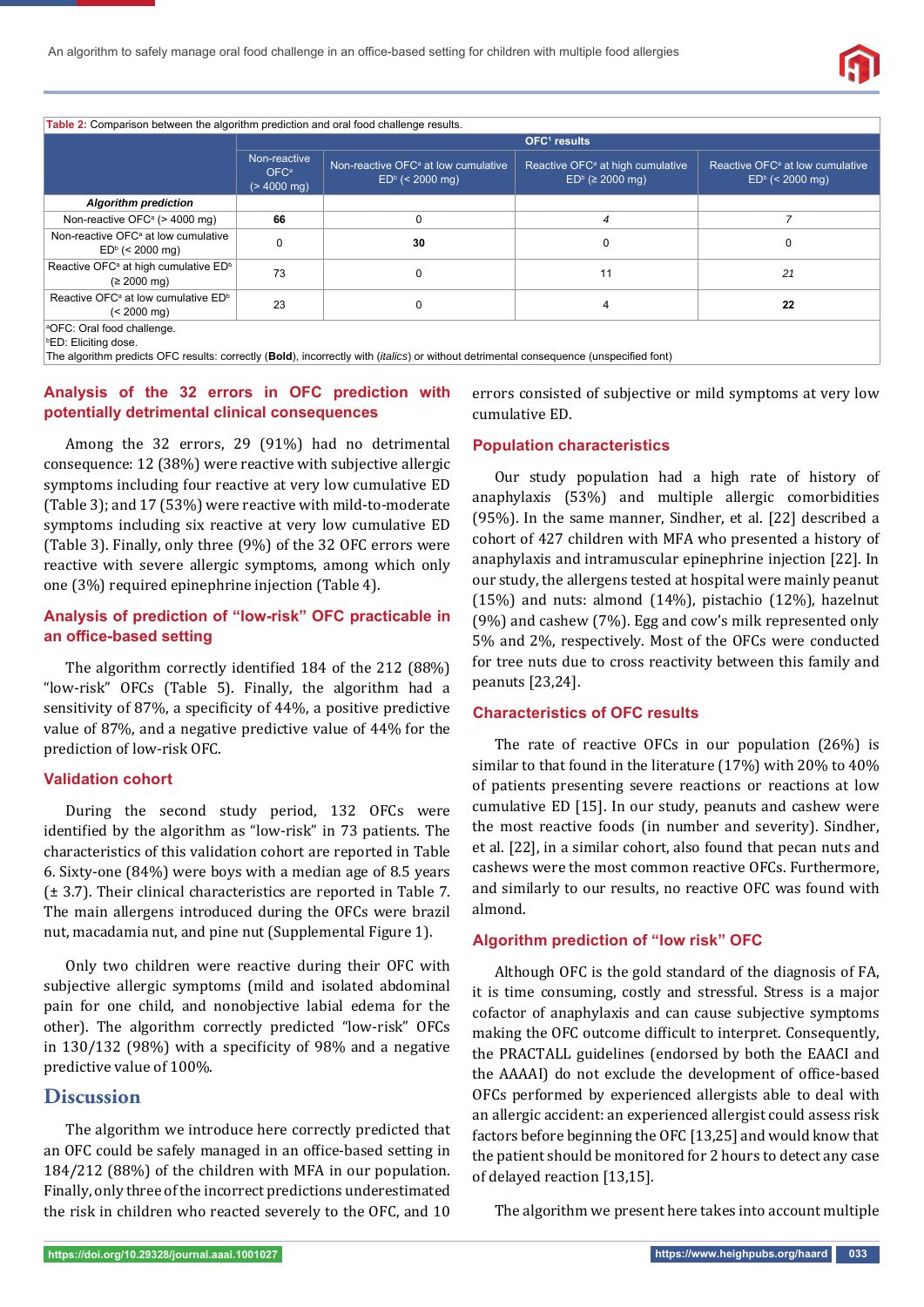**Table 2:** Comparison between the algorithm prediction and oral food challenge results.

| | OFC[1] results | | | |
|---|---|---|---|---|
| | Non-reactive OFC[a] (> 4000 mg) | Non-reactive OFC[a] at low cumulative ED[b] (< 2000 mg) | Reactive OFC[a] at high cumulative ED[b] (≥ 2000 mg) | Reactive OFC[a] at low cumulative ED[b] (< 2000 mg) |
| ***Algorithm prediction*** | | | | |
| Non-reactive OFC[a] (> 4000 mg) | **66** | 0 | *4* | *7* |
| Non-reactive OFC[a] at low cumulative ED[b] (< 2000 mg) | 0 | **30** | 0 | 0 |
| Reactive OFC[a] at high cumulative ED[b] (≥ 2000 mg) | 73 | 0 | 11 | *21* |
| Reactive OFC[a] at low cumulative ED[b] (< 2000 mg) | 23 | 0 | 4 | **22** |

[a]OFC: Oral food challenge.
[b]ED: Eliciting dose.
The algorithm predicts OFC results: correctly (**Bold**), incorrectly with (*italics*) or without detrimental consequence (unspecified font)

### Analysis of the 32 errors in OFC prediction with potentially detrimental clinical consequences

Among the 32 errors, 29 (91%) had no detrimental consequence: 12 (38%) were reactive with subjective allergic symptoms including four reactive at very low cumulative ED (Table 3); and 17 (53%) were reactive with mild-to-moderate symptoms including six reactive at very low cumulative ED (Table 3). Finally, only three (9%) of the 32 OFC errors were reactive with severe allergic symptoms, among which only one (3%) required epinephrine injection (Table 4).

### Analysis of prediction of "low-risk" OFC practicable in an office-based setting

The algorithm correctly identified 184 of the 212 (88%) "low-risk" OFCs (Table 5). Finally, the algorithm had a sensitivity of 87%, a specificity of 44%, a positive predictive value of 87%, and a negative predictive value of 44% for the prediction of low-risk OFC.

### Validation cohort

During the second study period, 132 OFCs were identified by the algorithm as "low-risk" in 73 patients. The characteristics of this validation cohort are reported in Table 6. Sixty-one (84%) were boys with a median age of 8.5 years (± 3.7). Their clinical characteristics are reported in Table 7. The main allergens introduced during the OFCs were brazil nut, macadamia nut, and pine nut (Supplemental Figure 1).

Only two children were reactive during their OFC with subjective allergic symptoms (mild and isolated abdominal pain for one child, and nonobjective labial edema for the other). The algorithm correctly predicted "low-risk" OFCs in 130/132 (98%) with a specificity of 98% and a negative predictive value of 100%.

## Discussion

The algorithm we introduce here correctly predicted that an OFC could be safely managed in an office-based setting in 184/212 (88%) of the children with MFA in our population. Finally, only three of the incorrect predictions underestimated the risk in children who reacted severely to the OFC, and 10 errors consisted of subjective or mild symptoms at very low cumulative ED.

### Population characteristics

Our study population had a high rate of history of anaphylaxis (53%) and multiple allergic comorbidities (95%). In the same manner, Sindher, et al. [22] described a cohort of 427 children with MFA who presented a history of anaphylaxis and intramuscular epinephrine injection [22]. In our study, the allergens tested at hospital were mainly peanut (15%) and nuts: almond (14%), pistachio (12%), hazelnut (9%) and cashew (7%). Egg and cow's milk represented only 5% and 2%, respectively. Most of the OFCs were conducted for tree nuts due to cross reactivity between this family and peanuts [23,24].

### Characteristics of OFC results

The rate of reactive OFCs in our population (26%) is similar to that found in the literature (17%) with 20% to 40% of patients presenting severe reactions or reactions at low cumulative ED [15]. In our study, peanuts and cashew were the most reactive foods (in number and severity). Sindher, et al. [22], in a similar cohort, also found that pecan nuts and cashews were the most common reactive OFCs. Furthermore, and similarly to our results, no reactive OFC was found with almond.

### Algorithm prediction of "low risk" OFC

Although OFC is the gold standard of the diagnosis of FA, it is time consuming, costly and stressful. Stress is a major cofactor of anaphylaxis and can cause subjective symptoms making the OFC outcome difficult to interpret. Consequently, the PRACTALL guidelines (endorsed by both the EAACI and the AAAAI) do not exclude the development of office-based OFCs performed by experienced allergists able to deal with an allergic accident: an experienced allergist could assess risk factors before beginning the OFC [13,25] and would know that the patient should be monitored for 2 hours to detect any case of delayed reaction [13,15].

The algorithm we present here takes into account multiple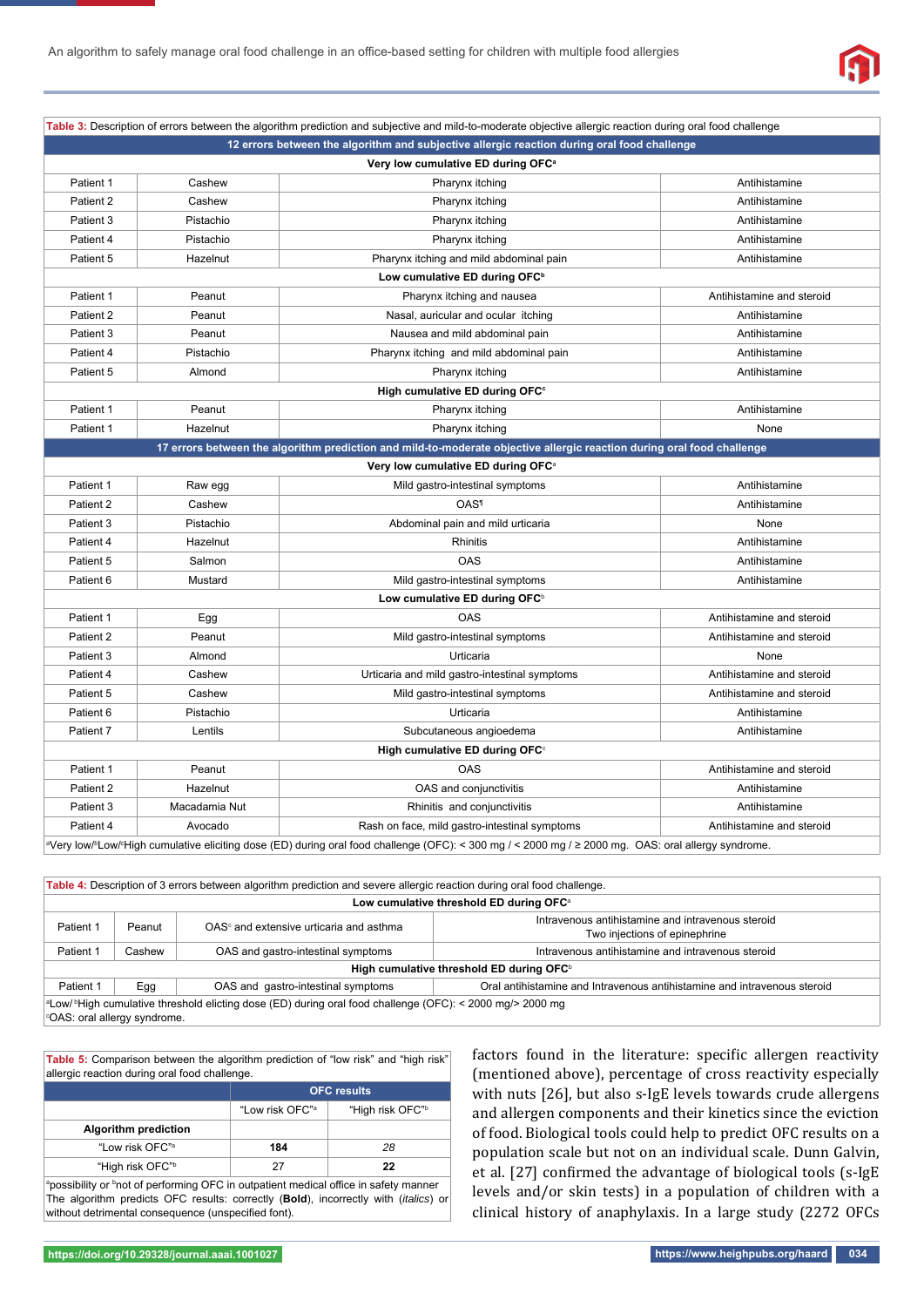**Table 3:** Description of errors between the algorithm prediction and subjective and mild-to-moderate objective allergic reaction during oral food challenge

| 12 errors between the algorithm and subjective allergic reaction during oral food challenge | | | |
|---|---|---|---|
| **Very low cumulative ED during OFC[a]** | | | |
| Patient 1 | Cashew | Pharynx itching | Antihistamine |
| Patient 2 | Cashew | Pharynx itching | Antihistamine |
| Patient 3 | Pistachio | Pharynx itching | Antihistamine |
| Patient 4 | Pistachio | Pharynx itching | Antihistamine |
| Patient 5 | Hazelnut | Pharynx itching and mild abdominal pain | Antihistamine |
| **Low cumulative ED during OFC[b]** | | | |
| Patient 1 | Peanut | Pharynx itching and nausea | Antihistamine and steroid |
| Patient 2 | Peanut | Nasal, auricular and ocular itching | Antihistamine |
| Patient 3 | Peanut | Nausea and mild abdominal pain | Antihistamine |
| Patient 4 | Pistachio | Pharynx itching and mild abdominal pain | Antihistamine |
| Patient 5 | Almond | Pharynx itching | Antihistamine |
| **High cumulative ED during OFC[c]** | | | |
| Patient 1 | Peanut | Pharynx itching | Antihistamine |
| Patient 1 | Hazelnut | Pharynx itching | None |
| **17 errors between the algorithm prediction and mild-to-moderate objective allergic reaction during oral food challenge** | | | |
| **Very low cumulative ED during OFC[a]** | | | |
| Patient 1 | Raw egg | Mild gastro-intestinal symptoms | Antihistamine |
| Patient 2 | Cashew | OAS[¶] | Antihistamine |
| Patient 3 | Pistachio | Abdominal pain and mild urticaria | None |
| Patient 4 | Hazelnut | Rhinitis | Antihistamine |
| Patient 5 | Salmon | OAS | Antihistamine |
| Patient 6 | Mustard | Mild gastro-intestinal symptoms | Antihistamine |
| **Low cumulative ED during OFC[b]** | | | |
| Patient 1 | Egg | OAS | Antihistamine and steroid |
| Patient 2 | Peanut | Mild gastro-intestinal symptoms | Antihistamine and steroid |
| Patient 3 | Almond | Urticaria | None |
| Patient 4 | Cashew | Urticaria and mild gastro-intestinal symptoms | Antihistamine and steroid |
| Patient 5 | Cashew | Mild gastro-intestinal symptoms | Antihistamine and steroid |
| Patient 6 | Pistachio | Urticaria | Antihistamine |
| Patient 7 | Lentils | Subcutaneous angioedema | Antihistamine |
| **High cumulative ED during OFC[c]** | | | |
| Patient 1 | Peanut | OAS | Antihistamine and steroid |
| Patient 2 | Hazelnut | OAS and conjunctivitis | Antihistamine |
| Patient 3 | Macadamia Nut | Rhinitis and conjunctivitis | Antihistamine |
| Patient 4 | Avocado | Rash on face, mild gastro-intestinal symptoms | Antihistamine and steroid |

[a]Very low/[b]Low/[c]High cumulative eliciting dose (ED) during oral food challenge (OFC): < 300 mg / < 2000 mg / ≥ 2000 mg. OAS: oral allergy syndrome.

**Table 4:** Description of 3 errors between algorithm prediction and severe allergic reaction during oral food challenge.

| **Low cumulative threshold ED during OFC[a]** | | | |
|---|---|---|---|
| Patient 1 | Peanut | OAS[c] and extensive urticaria and asthma | Intravenous antihistamine and intravenous steroid Two injections of epinephrine |
| Patient 1 | Cashew | OAS and gastro-intestinal symptoms | Intravenous antihistamine and intravenous steroid |
| **High cumulative threshold ED during OFC[b]** | | | |
| Patient 1 | Egg | OAS and gastro-intestinal symptoms | Oral antihistamine and Intravenous antihistamine and intravenous steroid |

[a]Low/[b]High cumulative threshold eliciting dose (ED) during oral food challenge (OFC): < 2000 mg/> 2000 mg
[c]OAS: oral allergy syndrome.

**Table 5:** Comparison between the algorithm prediction of "low risk" and "high risk" allergic reaction during oral food challenge.

| | OFC results | |
|---|---|---|
| | "Low risk OFC"[a] | "High risk OFC"[b] |
| **Algorithm prediction** | | |
| "Low risk OFC"[a] | **184** | *28* |
| "High risk OFC"[b] | 27 | **22** |

[a]possibility or [b]not of performing OFC in outpatient medical office in safety manner
The algorithm predicts OFC results: correctly (**Bold**), incorrectly with (*italics*) or without detrimental consequence (unspecified font).

factors found in the literature: specific allergen reactivity (mentioned above), percentage of cross reactivity especially with nuts [26], but also s-IgE levels towards crude allergens and allergen components and their kinetics since the eviction of food. Biological tools could help to predict OFC results on a population scale but not on an individual scale. Dunn Galvin, et al. [27] confirmed the advantage of biological tools (s-IgE levels and/or skin tests) in a population of children with a clinical history of anaphylaxis. In a large study (2272 OFCs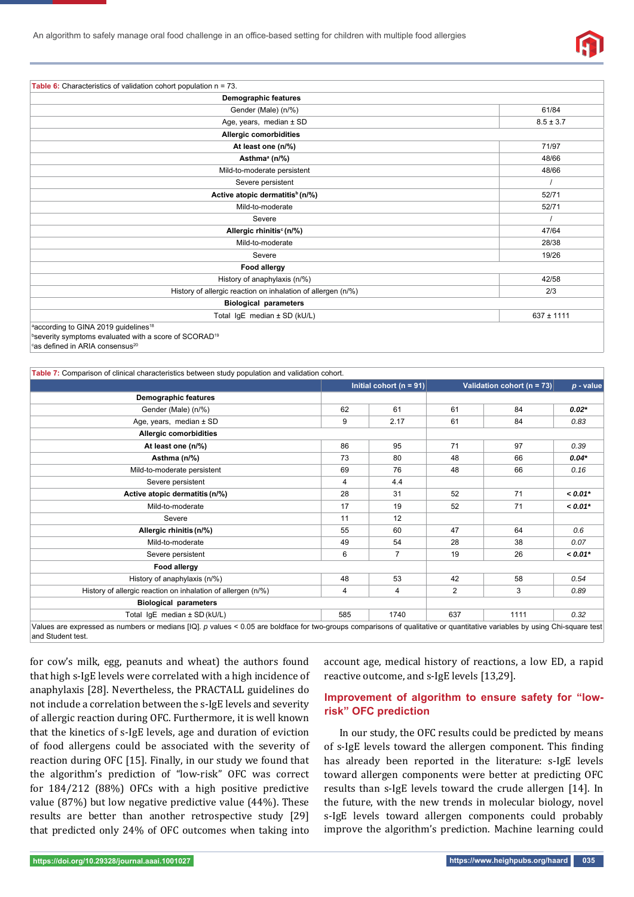**Table 6:** Characteristics of validation cohort population n = 73.

| | |
|---|---|
| **Demographic features** | |
| Gender (Male) (n/%) | 61/84 |
| Age, years, median ± SD | 8.5 ± 3.7 |
| **Allergic comorbidities** | |
| **At least one (n/%)** | 71/97 |
| **Asthma[a] (n/%)** | 48/66 |
| Mild-to-moderate persistent | 48/66 |
| Severe persistent | / |
| **Active atopic dermatitis[b] (n/%)** | 52/71 |
| Mild-to-moderate | 52/71 |
| Severe | / |
| **Allergic rhinitis[c] (n/%)** | 47/64 |
| Mild-to-moderate | 28/38 |
| Severe | 19/26 |
| **Food allergy** | |
| History of anaphylaxis (n/%) | 42/58 |
| History of allergic reaction on inhalation of allergen (n/%) | 2/3 |
| **Biological parameters** | |
| Total IgE median ± SD (kU/L) | 637 ± 1111 |

[a]according to GINA 2019 guidelines[18]
[b]severity symptoms evaluated with a score of SCORAD[19]
[c]as defined in ARIA consensus[20]

**Table 7:** Comparison of clinical characteristics between study population and validation cohort.

| | Initial cohort (n = 91) | | Validation cohort (n = 73) | | *p* - value |
|---|---|---|---|---|---|
| **Demographic features** | | | | | |
| Gender (Male) (n/%) | 62 | 61 | 61 | 84 | ***0.02**** |
| Age, years, median ± SD | 9 | 2.17 | 61 | 84 | *0.83* |
| **Allergic comorbidities** | | | | | |
| **At least one (n/%)** | 86 | 95 | 71 | 97 | *0.39* |
| **Asthma (n/%)** | 73 | 80 | 48 | 66 | ***0.04**** |
| Mild-to-moderate persistent | 69 | 76 | 48 | 66 | *0.16* |
| Severe persistent | 4 | 4.4 | | | |
| **Active atopic dermatitis (n/%)** | 28 | 31 | 52 | 71 | ***< 0.01**** |
| Mild-to-moderate | 17 | 19 | 52 | 71 | ***< 0.01**** |
| Severe | 11 | 12 | | | |
| **Allergic rhinitis (n/%)** | 55 | 60 | 47 | 64 | *0.6* |
| Mild-to-moderate | 49 | 54 | 28 | 38 | *0.07* |
| Severe persistent | 6 | 7 | 19 | 26 | ***< 0.01**** |
| **Food allergy** | | | | | |
| History of anaphylaxis (n/%) | 48 | 53 | 42 | 58 | *0.54* |
| History of allergic reaction on inhalation of allergen (n/%) | 4 | 4 | 2 | 3 | *0.89* |
| **Biological parameters** | | | | | |
| Total IgE median ± SD (kU/L) | 585 | 1740 | 637 | 1111 | *0.32* |

Values are expressed as numbers or medians [IQ]. *p* values < 0.05 are boldface for two-groups comparisons of qualitative or quantitative variables by using Chi-square test and Student test.

for cow's milk, egg, peanuts and wheat) the authors found that high s-IgE levels were correlated with a high incidence of anaphylaxis [28]. Nevertheless, the PRACTALL guidelines do not include a correlation between the s-IgE levels and severity of allergic reaction during OFC. Furthermore, it is well known that the kinetics of s-IgE levels, age and duration of eviction of food allergens could be associated with the severity of reaction during OFC [15]. Finally, in our study we found that the algorithm's prediction of "low-risk" OFC was correct for 184/212 (88%) OFCs with a high positive predictive value (87%) but low negative predictive value (44%). These results are better than another retrospective study [29] that predicted only 24% of OFC outcomes when taking into account age, medical history of reactions, a low ED, a rapid reactive outcome, and s-IgE levels [13,29].

## Improvement of algorithm to ensure safety for "low-risk" OFC prediction

In our study, the OFC results could be predicted by means of s-IgE levels toward the allergen component. This finding has already been reported in the literature: s-IgE levels toward allergen components were better at predicting OFC results than s-IgE levels toward the crude allergen [14]. In the future, with the new trends in molecular biology, novel s-IgE levels toward allergen components could probably improve the algorithm's prediction. Machine learning could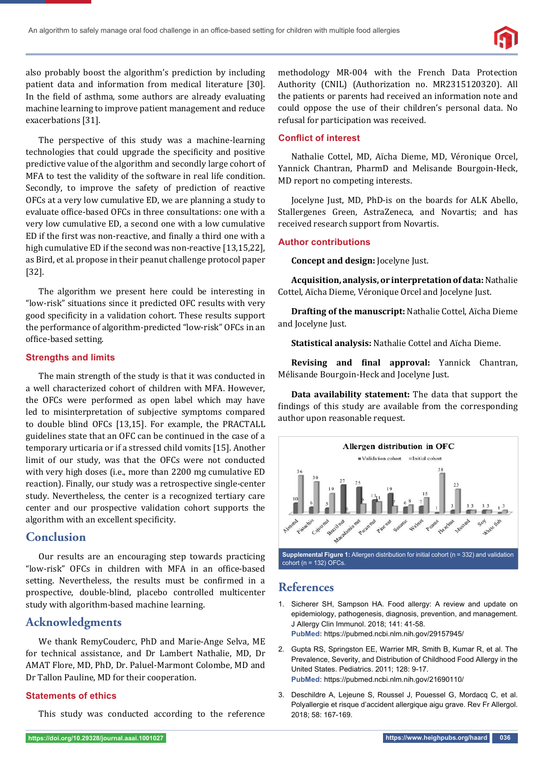also probably boost the algorithm's prediction by including patient data and information from medical literature [30]. In the field of asthma, some authors are already evaluating machine learning to improve patient management and reduce exacerbations [31].

The perspective of this study was a machine-learning technologies that could upgrade the specificity and positive predictive value of the algorithm and secondly large cohort of MFA to test the validity of the software in real life condition. Secondly, to improve the safety of prediction of reactive OFCs at a very low cumulative ED, we are planning a study to evaluate office-based OFCs in three consultations: one with a very low cumulative ED, a second one with a low cumulative ED if the first was non-reactive, and finally a third one with a high cumulative ED if the second was non-reactive [13,15,22], as Bird, et al. propose in their peanut challenge protocol paper [32].

The algorithm we present here could be interesting in "low-risk" situations since it predicted OFC results with very good specificity in a validation cohort. These results support the performance of algorithm-predicted "low-risk" OFCs in an office-based setting.

### Strengths and limits

The main strength of the study is that it was conducted in a well characterized cohort of children with MFA. However, the OFCs were performed as open label which may have led to misinterpretation of subjective symptoms compared to double blind OFCs [13,15]. For example, the PRACTALL guidelines state that an OFC can be continued in the case of a temporary urticaria or if a stressed child vomits [15]. Another limit of our study, was that the OFCs were not conducted with very high doses (i.e., more than 2200 mg cumulative ED reaction). Finally, our study was a retrospective single-center study. Nevertheless, the center is a recognized tertiary care center and our prospective validation cohort supports the algorithm with an excellent specificity.

## Conclusion

Our results are an encouraging step towards practicing "low-risk" OFCs in children with MFA in an office-based setting. Nevertheless, the results must be confirmed in a prospective, double-blind, placebo controlled multicenter study with algorithm-based machine learning.

## Acknowledgments

We thank RemyCouderc, PhD and Marie-Ange Selva, ME for technical assistance, and Dr Lambert Nathalie, MD, Dr AMAT Flore, MD, PhD, Dr. Paluel-Marmont Colombe, MD and Dr Tallon Pauline, MD for their cooperation.

### Statements of ethics

This study was conducted according to the reference methodology MR-004 with the French Data Protection Authority (CNIL) (Authorization no. MR2315120320). All the patients or parents had received an information note and could oppose the use of their children's personal data. No refusal for participation was received.

### Conflict of interest

Nathalie Cottel, MD, Aïcha Dieme, MD, Véronique Orcel, Yannick Chantran, PharmD and Melisande Bourgoin-Heck, MD report no competing interests.

Jocelyne Just, MD, PhD-is on the boards for ALK Abello, Stallergenes Green, AstraZeneca, and Novartis; and has received research support from Novartis.

### Author contributions

**Concept and design:** Jocelyne Just.

**Acquisition, analysis, or interpretation of data:** Nathalie Cottel, Aïcha Dieme, Véronique Orcel and Jocelyne Just.

**Drafting of the manuscript:** Nathalie Cottel, Aïcha Dieme and Jocelyne Just.

**Statistical analysis:** Nathalie Cottel and Aïcha Dieme.

**Revising and final approval:** Yannick Chantran, Mélisande Bourgoin-Heck and Jocelyne Just.

**Data availability statement:** The data that support the findings of this study are available from the corresponding author upon reasonable request.

Supplemental Figure 1: Allergen distribution for initial cohort (n = 332) and validation cohort (n = 132) OFCs.

## References

1. Sicherer SH, Sampson HA. Food allergy: A review and update on epidemiology, pathogenesis, diagnosis, prevention, and management. J Allergy Clin Immunol. 2018; 141: 41-58. **PubMed:** https://pubmed.ncbi.nlm.nih.gov/29157945/
2. Gupta RS, Springston EE, Warrier MR, Smith B, Kumar R, et al. The Prevalence, Severity, and Distribution of Childhood Food Allergy in the United States. Pediatrics. 2011; 128: 9-17. **PubMed:** https://pubmed.ncbi.nlm.nih.gov/21690110/
3. Deschildre A, Lejeune S, Roussel J, Pouessel G, Mordacq C, et al. Polyallergie et risque d'accident allergique aigu grave. Rev Fr Allergol. 2018; 58: 167-169.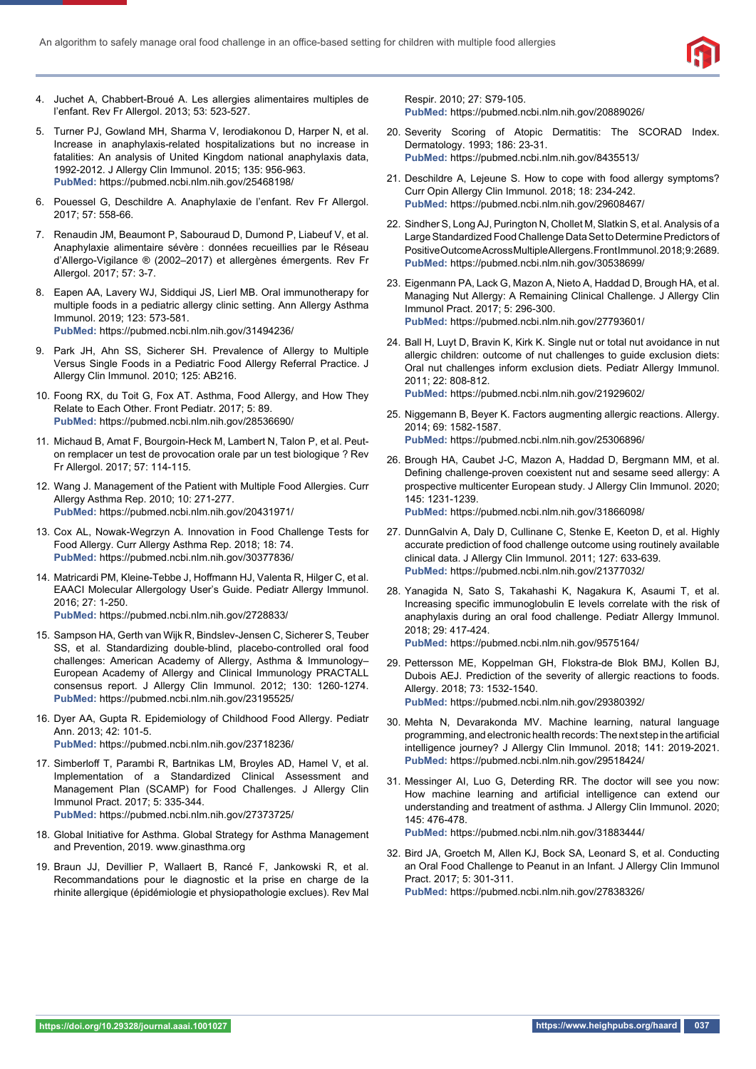4. Juchet A, Chabbert-Broué A. Les allergies alimentaires multiples de l'enfant. Rev Fr Allergol. 2013; 53: 523-527.

5. Turner PJ, Gowland MH, Sharma V, Ierodiakonou D, Harper N, et al. Increase in anaphylaxis-related hospitalizations but no increase in fatalities: An analysis of United Kingdom national anaphylaxis data, 1992-2012. J Allergy Clin Immunol. 2015; 135: 956-963. **PubMed:** https://pubmed.ncbi.nlm.nih.gov/25468198/

6. Pouessel G, Deschildre A. Anaphylaxie de l'enfant. Rev Fr Allergol. 2017; 57: 558-66.

7. Renaudin JM, Beaumont P, Sabouraud D, Dumond P, Liabeuf V, et al. Anaphylaxie alimentaire sévère : données recueillies par le Réseau d'Allergo-Vigilance ® (2002–2017) et allergènes émergents. Rev Fr Allergol. 2017; 57: 3-7.

8. Eapen AA, Lavery WJ, Siddiqui JS, Lierl MB. Oral immunotherapy for multiple foods in a pediatric allergy clinic setting. Ann Allergy Asthma Immunol. 2019; 123: 573-581. **PubMed:** https://pubmed.ncbi.nlm.nih.gov/31494236/

9. Park JH, Ahn SS, Sicherer SH. Prevalence of Allergy to Multiple Versus Single Foods in a Pediatric Food Allergy Referral Practice. J Allergy Clin Immunol. 2010; 125: AB216.

10. Foong RX, du Toit G, Fox AT. Asthma, Food Allergy, and How They Relate to Each Other. Front Pediatr. 2017; 5: 89. **PubMed:** https://pubmed.ncbi.nlm.nih.gov/28536690/

11. Michaud B, Amat F, Bourgoin-Heck M, Lambert N, Talon P, et al. Peut-on remplacer un test de provocation orale par un test biologique ? Rev Fr Allergol. 2017; 57: 114-115.

12. Wang J. Management of the Patient with Multiple Food Allergies. Curr Allergy Asthma Rep. 2010; 10: 271-277. **PubMed:** https://pubmed.ncbi.nlm.nih.gov/20431971/

13. Cox AL, Nowak-Wegrzyn A. Innovation in Food Challenge Tests for Food Allergy. Curr Allergy Asthma Rep. 2018; 18: 74. **PubMed:** https://pubmed.ncbi.nlm.nih.gov/30377836/

14. Matricardi PM, Kleine-Tebbe J, Hoffmann HJ, Valenta R, Hilger C, et al. EAACI Molecular Allergology User's Guide. Pediatr Allergy Immunol. 2016; 27: 1-250. **PubMed:** https://pubmed.ncbi.nlm.nih.gov/2728833/

15. Sampson HA, Gerth van Wijk R, Bindslev-Jensen C, Sicherer S, Teuber SS, et al. Standardizing double-blind, placebo-controlled oral food challenges: American Academy of Allergy, Asthma & Immunology–European Academy of Allergy and Clinical Immunology PRACTALL consensus report. J Allergy Clin Immunol. 2012; 130: 1260-1274. **PubMed:** https://pubmed.ncbi.nlm.nih.gov/23195525/

16. Dyer AA, Gupta R. Epidemiology of Childhood Food Allergy. Pediatr Ann. 2013; 42: 101-5. **PubMed:** https://pubmed.ncbi.nlm.nih.gov/23718236/

17. Simberloff T, Parambi R, Bartnikas LM, Broyles AD, Hamel V, et al. Implementation of a Standardized Clinical Assessment and Management Plan (SCAMP) for Food Challenges. J Allergy Clin Immunol Pract. 2017; 5: 335-344. **PubMed:** https://pubmed.ncbi.nlm.nih.gov/27373725/

18. Global Initiative for Asthma. Global Strategy for Asthma Management and Prevention, 2019. www.ginasthma.org

19. Braun JJ, Devillier P, Wallaert B, Rancé F, Jankowski R, et al. Recommandations pour le diagnostic et la prise en charge de la rhinite allergique (épidémiologie et physiopathologie exclues). Rev Mal Respir. 2010; 27: S79-105. **PubMed:** https://pubmed.ncbi.nlm.nih.gov/20889026/

20. Severity Scoring of Atopic Dermatitis: The SCORAD Index. Dermatology. 1993; 186: 23-31. **PubMed:** https://pubmed.ncbi.nlm.nih.gov/8435513/

21. Deschildre A, Lejeune S. How to cope with food allergy symptoms? Curr Opin Allergy Clin Immunol. 2018; 18: 234-242. **PubMed:** https://pubmed.ncbi.nlm.nih.gov/29608467/

22. Sindher S, Long AJ, Purington N, Chollet M, Slatkin S, et al. Analysis of a Large Standardized Food Challenge Data Set to Determine Predictors of Positive Outcome Across Multiple Allergens. Front Immunol. 2018; 9: 2689. **PubMed:** https://pubmed.ncbi.nlm.nih.gov/30538699/

23. Eigenmann PA, Lack G, Mazon A, Nieto A, Haddad D, Brough HA, et al. Managing Nut Allergy: A Remaining Clinical Challenge. J Allergy Clin Immunol Pract. 2017; 5: 296-300. **PubMed:** https://pubmed.ncbi.nlm.nih.gov/27793601/

24. Ball H, Luyt D, Bravin K, Kirk K. Single nut or total nut avoidance in nut allergic children: outcome of nut challenges to guide exclusion diets: Oral nut challenges inform exclusion diets. Pediatr Allergy Immunol. 2011; 22: 808-812. **PubMed:** https://pubmed.ncbi.nlm.nih.gov/21929602/

25. Niggemann B, Beyer K. Factors augmenting allergic reactions. Allergy. 2014; 69: 1582-1587. **PubMed:** https://pubmed.ncbi.nlm.nih.gov/25306896/

26. Brough HA, Caubet J-C, Mazon A, Haddad D, Bergmann MM, et al. Defining challenge-proven coexistent nut and sesame seed allergy: A prospective multicenter European study. J Allergy Clin Immunol. 2020; 145: 1231-1239. **PubMed:** https://pubmed.ncbi.nlm.nih.gov/31866098/

27. DunnGalvin A, Daly D, Cullinane C, Stenke E, Keeton D, et al. Highly accurate prediction of food challenge outcome using routinely available clinical data. J Allergy Clin Immunol. 2011; 127: 633-639. **PubMed:** https://pubmed.ncbi.nlm.nih.gov/21377032/

28. Yanagida N, Sato S, Takahashi K, Nagakura K, Asaumi T, et al. Increasing specific immunoglobulin E levels correlate with the risk of anaphylaxis during an oral food challenge. Pediatr Allergy Immunol. 2018; 29: 417-424. **PubMed:** https://pubmed.ncbi.nlm.nih.gov/9575164/

29. Pettersson ME, Koppelman GH, Flokstra-de Blok BMJ, Kollen BJ, Dubois AEJ. Prediction of the severity of allergic reactions to foods. Allergy. 2018; 73: 1532-1540. **PubMed:** https://pubmed.ncbi.nlm.nih.gov/29380392/

30. Mehta N, Devarakonda MV. Machine learning, natural language programming, and electronic health records: The next step in the artificial intelligence journey? J Allergy Clin Immunol. 2018; 141: 2019-2021. **PubMed:** https://pubmed.ncbi.nlm.nih.gov/29518424/

31. Messinger AI, Luo G, Deterding RR. The doctor will see you now: How machine learning and artificial intelligence can extend our understanding and treatment of asthma. J Allergy Clin Immunol. 2020; 145: 476-478. **PubMed:** https://pubmed.ncbi.nlm.nih.gov/31883444/

32. Bird JA, Groetch M, Allen KJ, Bock SA, Leonard S, et al. Conducting an Oral Food Challenge to Peanut in an Infant. J Allergy Clin Immunol Pract. 2017; 5: 301-311. **PubMed:** https://pubmed.ncbi.nlm.nih.gov/27838326/